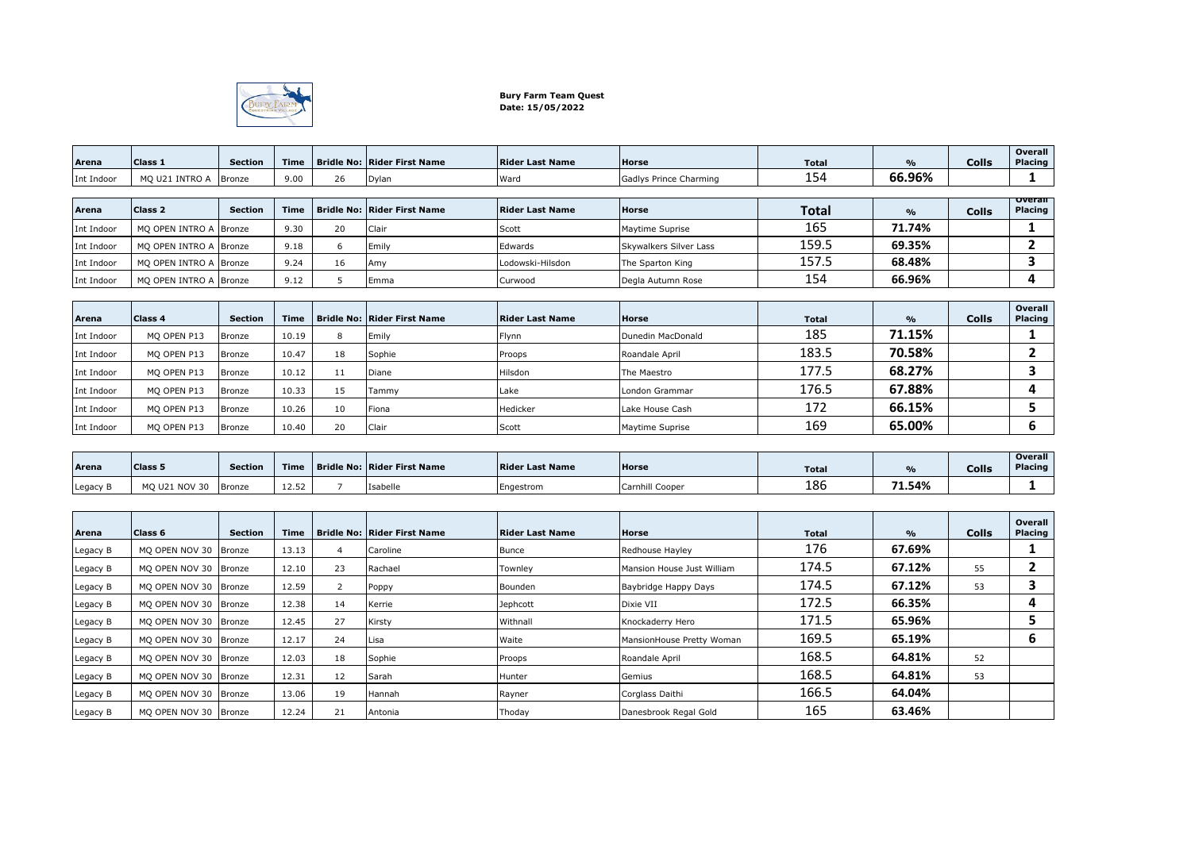**Bury Farm Team Quest**
**Date: 15/05/2022**

| Arena | Class 1 | Section | Time | Bridle No: | Rider First Name | Rider Last Name | Horse | Total | % | Colls | Overall Placing |
|---|---|---|---|---|---|---|---|---|---|---|---|
| Int Indoor | MQ U21 INTRO A | Bronze | 9.00 | 26 | Dylan | Ward | Gadlys Prince Charming | 154 | 66.96% | | 1 |

| Arena | Class 2 | Section | Time | Bridle No: | Rider First Name | Rider Last Name | Horse | Total | % | Colls | Overall Placing |
|---|---|---|---|---|---|---|---|---|---|---|---|
| Int Indoor | MQ OPEN INTRO A | Bronze | 9.30 | 20 | Clair | Scott | Maytime Suprise | 165 | 71.74% | | 1 |
| Int Indoor | MQ OPEN INTRO A | Bronze | 9.18 | 6 | Emily | Edwards | Skywalkers Silver Lass | 159.5 | 69.35% | | 2 |
| Int Indoor | MQ OPEN INTRO A | Bronze | 9.24 | 16 | Amy | Lodowski-Hilsdon | The Sparton King | 157.5 | 68.48% | | 3 |
| Int Indoor | MQ OPEN INTRO A | Bronze | 9.12 | 5 | Emma | Curwood | Degla Autumn Rose | 154 | 66.96% | | 4 |

| Arena | Class 4 | Section | Time | Bridle No: | Rider First Name | Rider Last Name | Horse | Total | % | Colls | Overall Placing |
|---|---|---|---|---|---|---|---|---|---|---|---|
| Int Indoor | MQ OPEN P13 | Bronze | 10.19 | 8 | Emily | Flynn | Dunedin MacDonald | 185 | 71.15% | | 1 |
| Int Indoor | MQ OPEN P13 | Bronze | 10.47 | 18 | Sophie | Proops | Roandale April | 183.5 | 70.58% | | 2 |
| Int Indoor | MQ OPEN P13 | Bronze | 10.12 | 11 | Diane | Hilsdon | The Maestro | 177.5 | 68.27% | | 3 |
| Int Indoor | MQ OPEN P13 | Bronze | 10.33 | 15 | Tammy | Lake | London Grammar | 176.5 | 67.88% | | 4 |
| Int Indoor | MQ OPEN P13 | Bronze | 10.26 | 10 | Fiona | Hedicker | Lake House Cash | 172 | 66.15% | | 5 |
| Int Indoor | MQ OPEN P13 | Bronze | 10.40 | 20 | Clair | Scott | Maytime Suprise | 169 | 65.00% | | 6 |

| Arena | Class 5 | Section | Time | Bridle No: | Rider First Name | Rider Last Name | Horse | Total | % | Colls | Overall Placing |
|---|---|---|---|---|---|---|---|---|---|---|---|
| Legacy B | MQ U21 NOV 30 | Bronze | 12.52 | 7 | Isabelle | Engestrom | Carnhill Cooper | 186 | 71.54% | | 1 |

| Arena | Class 6 | Section | Time | Bridle No: | Rider First Name | Rider Last Name | Horse | Total | % | Colls | Overall Placing |
|---|---|---|---|---|---|---|---|---|---|---|---|
| Legacy B | MQ OPEN NOV 30 | Bronze | 13.13 | 4 | Caroline | Bunce | Redhouse Hayley | 176 | 67.69% | | 1 |
| Legacy B | MQ OPEN NOV 30 | Bronze | 12.10 | 23 | Rachael | Townley | Mansion House Just William | 174.5 | 67.12% | 55 | 2 |
| Legacy B | MQ OPEN NOV 30 | Bronze | 12.59 | 2 | Poppy | Bounden | Baybridge Happy Days | 174.5 | 67.12% | 53 | 3 |
| Legacy B | MQ OPEN NOV 30 | Bronze | 12.38 | 14 | Kerrie | Jephcott | Dixie VII | 172.5 | 66.35% | | 4 |
| Legacy B | MQ OPEN NOV 30 | Bronze | 12.45 | 27 | Kirsty | Withnall | Knockaderry Hero | 171.5 | 65.96% | | 5 |
| Legacy B | MQ OPEN NOV 30 | Bronze | 12.17 | 24 | Lisa | Waite | MansionHouse Pretty Woman | 169.5 | 65.19% | | 6 |
| Legacy B | MQ OPEN NOV 30 | Bronze | 12.03 | 18 | Sophie | Proops | Roandale April | 168.5 | 64.81% | 52 | |
| Legacy B | MQ OPEN NOV 30 | Bronze | 12.31 | 12 | Sarah | Hunter | Gemius | 168.5 | 64.81% | 53 | |
| Legacy B | MQ OPEN NOV 30 | Bronze | 13.06 | 19 | Hannah | Rayner | Corglass Daithi | 166.5 | 64.04% | | |
| Legacy B | MQ OPEN NOV 30 | Bronze | 12.24 | 21 | Antonia | Thoday | Danesbrook Regal Gold | 165 | 63.46% | | |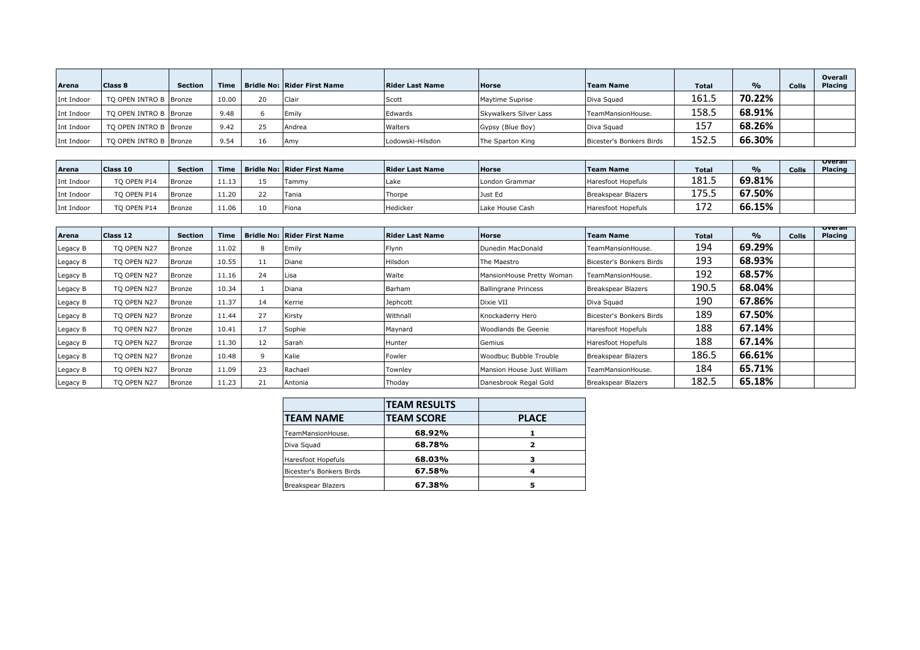| Arena | Class 8 | Section | Time | Bridle No: | Rider First Name | Rider Last Name | Horse | Team Name | Total | % | Colls | Overall Placing |
|---|---|---|---|---|---|---|---|---|---|---|---|---|
| Int Indoor | TQ OPEN INTRO B | Bronze | 10.00 | 20 | Clair | Scott | Maytime Suprise | Diva Squad | 161.5 | 70.22% | | |
| Int Indoor | TQ OPEN INTRO B | Bronze | 9.48 | 6 | Emily | Edwards | Skywalkers Silver Lass | TeamMansionHouse. | 158.5 | 68.91% | | |
| Int Indoor | TQ OPEN INTRO B | Bronze | 9.42 | 25 | Andrea | Walters | Gypsy (Blue Boy) | Diva Squad | 157 | 68.26% | | |
| Int Indoor | TQ OPEN INTRO B | Bronze | 9.54 | 16 | Amy | Lodowski-Hilsdon | The Sparton King | Bicester's Bonkers Birds | 152.5 | 66.30% | | |

| Arena | Class 10 | Section | Time | Bridle No: | Rider First Name | Rider Last Name | Horse | Team Name | Total | % | Colls | Overall Placing |
|---|---|---|---|---|---|---|---|---|---|---|---|---|
| Int Indoor | TQ OPEN P14 | Bronze | 11.13 | 15 | Tammy | Lake | London Grammar | Haresfoot Hopefuls | 181.5 | 69.81% | | |
| Int Indoor | TQ OPEN P14 | Bronze | 11.20 | 22 | Tania | Thorpe | Just Ed | Breakspear Blazers | 175.5 | 67.50% | | |
| Int Indoor | TQ OPEN P14 | Bronze | 11.06 | 10 | Fiona | Hedicker | Lake House Cash | Haresfoot Hopefuls | 172 | 66.15% | | |

| Arena | Class 12 | Section | Time | Bridle No: | Rider First Name | Rider Last Name | Horse | Team Name | Total | % | Colls | Overall Placing |
|---|---|---|---|---|---|---|---|---|---|---|---|---|
| Legacy B | TQ OPEN N27 | Bronze | 11.02 | 8 | Emily | Flynn | Dunedin MacDonald | TeamMansionHouse. | 194 | 69.29% | | |
| Legacy B | TQ OPEN N27 | Bronze | 10.55 | 11 | Diane | Hilsdon | The Maestro | Bicester's Bonkers Birds | 193 | 68.93% | | |
| Legacy B | TQ OPEN N27 | Bronze | 11.16 | 24 | Lisa | Waite | MansionHouse Pretty Woman | TeamMansionHouse. | 192 | 68.57% | | |
| Legacy B | TQ OPEN N27 | Bronze | 10.34 | 1 | Diana | Barham | Ballingrane Princess | Breakspear Blazers | 190.5 | 68.04% | | |
| Legacy B | TQ OPEN N27 | Bronze | 11.37 | 14 | Kerrie | Jephcott | Dixie VII | Diva Squad | 190 | 67.86% | | |
| Legacy B | TQ OPEN N27 | Bronze | 11.44 | 27 | Kirsty | Withnall | Knockaderry Hero | Bicester's Bonkers Birds | 189 | 67.50% | | |
| Legacy B | TQ OPEN N27 | Bronze | 10.41 | 17 | Sophie | Maynard | Woodlands Be Geenie | Haresfoot Hopefuls | 188 | 67.14% | | |
| Legacy B | TQ OPEN N27 | Bronze | 11.30 | 12 | Sarah | Hunter | Gemius | Haresfoot Hopefuls | 188 | 67.14% | | |
| Legacy B | TQ OPEN N27 | Bronze | 10.48 | 9 | Kalie | Fowler | Woodbuc Bubble Trouble | Breakspear Blazers | 186.5 | 66.61% | | |
| Legacy B | TQ OPEN N27 | Bronze | 11.09 | 23 | Rachael | Townley | Mansion House Just William | TeamMansionHouse. | 184 | 65.71% | | |
| Legacy B | TQ OPEN N27 | Bronze | 11.23 | 21 | Antonia | Thoday | Danesbrook Regal Gold | Breakspear Blazers | 182.5 | 65.18% | | |

| | TEAM RESULTS | |
|---|---|---|
| **TEAM NAME** | **TEAM SCORE** | **PLACE** |
| TeamMansionHouse. | **68.92%** | **1** |
| Diva Squad | **68.78%** | **2** |
| Haresfoot Hopefuls | **68.03%** | **3** |
| Bicester's Bonkers Birds | **67.58%** | **4** |
| Breakspear Blazers | **67.38%** | **5** |